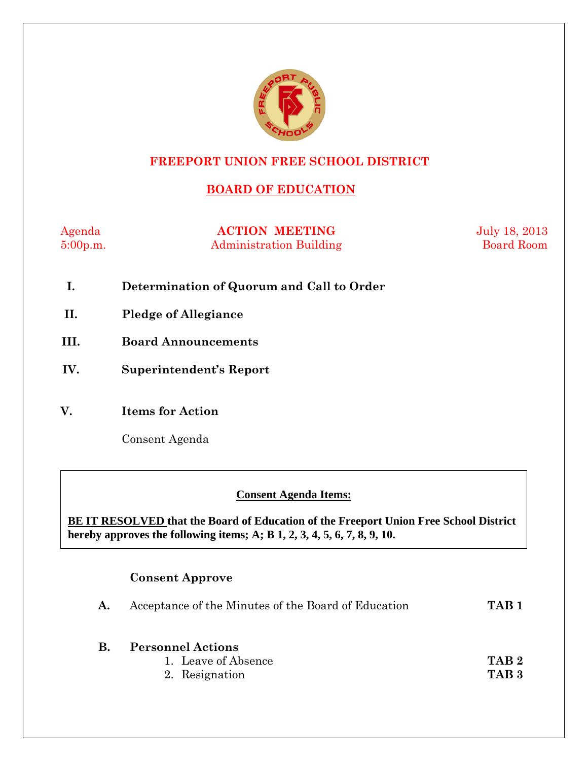# FREEPORT UNION FREE SCHOOL DISTRICT

## BOARD OF EDUCATION

| Agenda | **ACTION MEETING** | July 18, 2013 |
|---|---|---|
| 5:00p.m. | Administration Building | Board Room |

**I. Determination of Quorum and Call to Order**

**II. Pledge of Allegiance**

**III. Board Announcements**

**IV. Superintendent's Report**

**V. Items for Action**

Consent Agenda

**Consent Agenda Items:**

**BE IT RESOLVED that the Board of Education of the Freeport Union Free School District hereby approves the following items; A; B 1, 2, 3, 4, 5, 6, 7, 8, 9, 10.**

**Consent Approve**

**A.** Acceptance of the Minutes of the Board of Education **TAB 1**

**B. Personnel Actions**

1. Leave of Absence **TAB 2**
2. Resignation **TAB 3**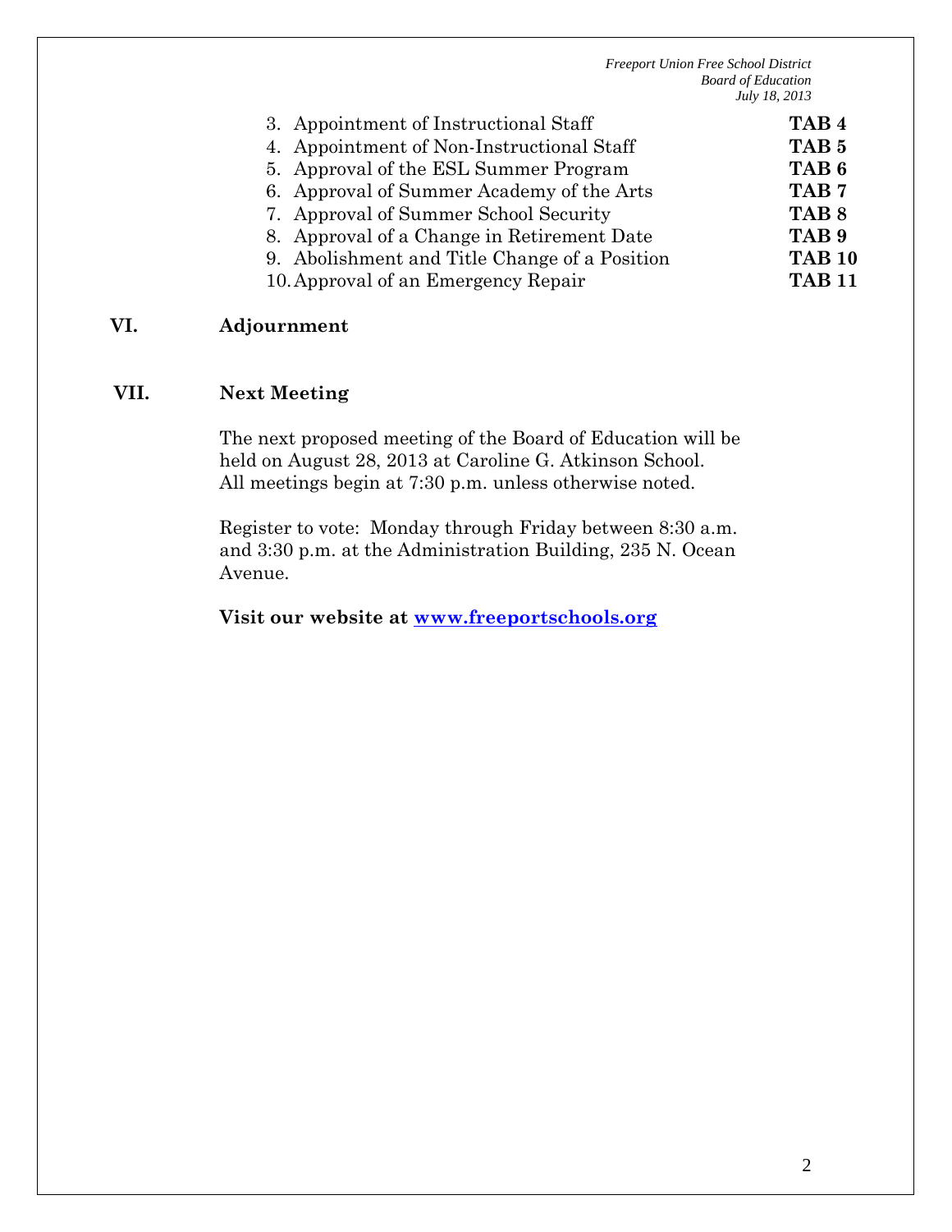3. Appointment of Instructional Staff **TAB 4**
4. Appointment of Non-Instructional Staff **TAB 5**
5. Approval of the ESL Summer Program **TAB 6**
6. Approval of Summer Academy of the Arts **TAB 7**
7. Approval of Summer School Security **TAB 8**
8. Approval of a Change in Retirement Date **TAB 9**
9. Abolishment and Title Change of a Position **TAB 10**
10. Approval of an Emergency Repair **TAB 11**

## VI. Adjournment

## VII. Next Meeting

The next proposed meeting of the Board of Education will be held on August 28, 2013 at Caroline G. Atkinson School. All meetings begin at 7:30 p.m. unless otherwise noted.

Register to vote: Monday through Friday between 8:30 a.m. and 3:30 p.m. at the Administration Building, 235 N. Ocean Avenue.

**Visit our website at www.freeportschools.org**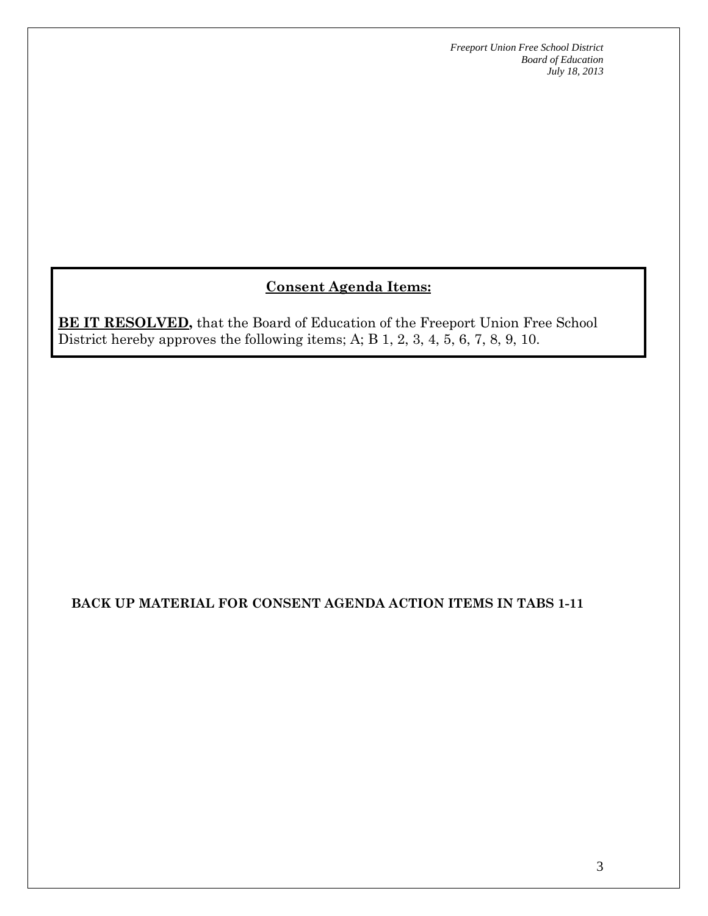## Consent Agenda Items:

**BE IT RESOLVED,** that the Board of Education of the Freeport Union Free School District hereby approves the following items; A; B 1, 2, 3, 4, 5, 6, 7, 8, 9, 10.

**BACK UP MATERIAL FOR CONSENT AGENDA ACTION ITEMS IN TABS 1-11**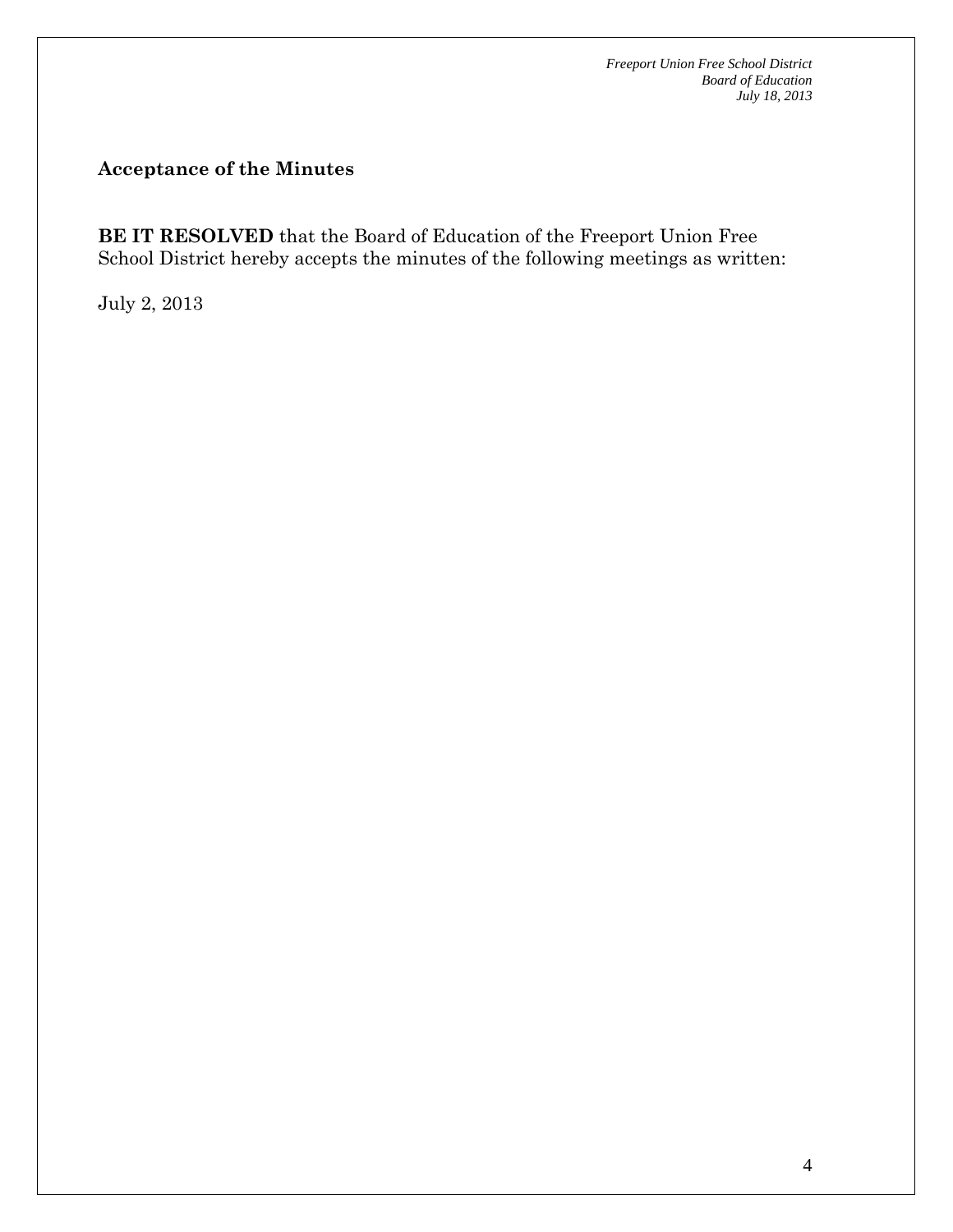## Acceptance of the Minutes

**BE IT RESOLVED** that the Board of Education of the Freeport Union Free School District hereby accepts the minutes of the following meetings as written:

July 2, 2013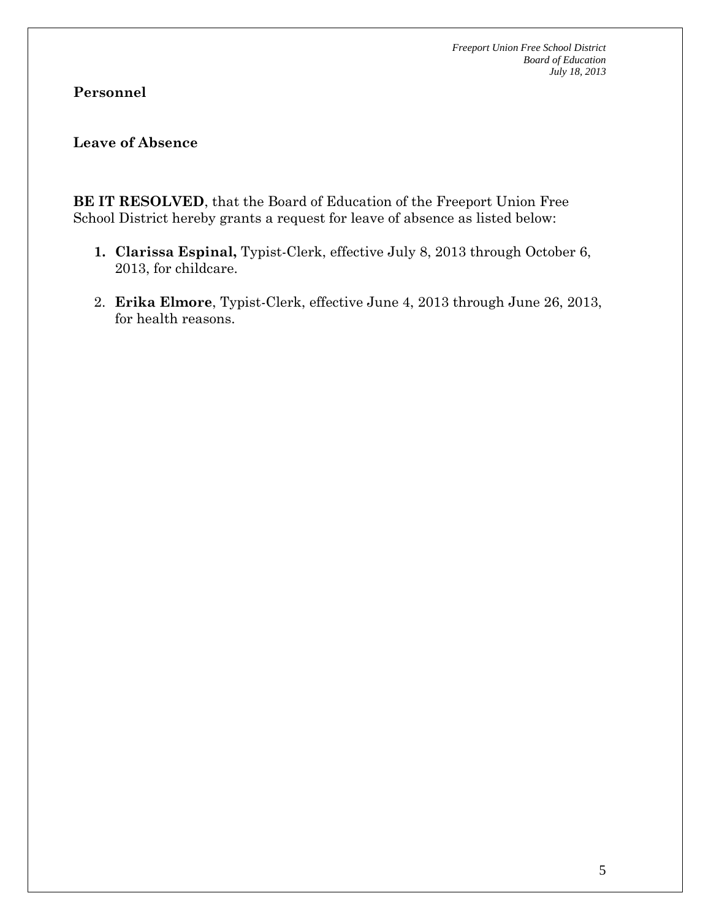## Personnel

### Leave of Absence

**BE IT RESOLVED**, that the Board of Education of the Freeport Union Free School District hereby grants a request for leave of absence as listed below:

1. **Clarissa Espinal,** Typist-Clerk, effective July 8, 2013 through October 6, 2013, for childcare.

2. **Erika Elmore**, Typist-Clerk, effective June 4, 2013 through June 26, 2013, for health reasons.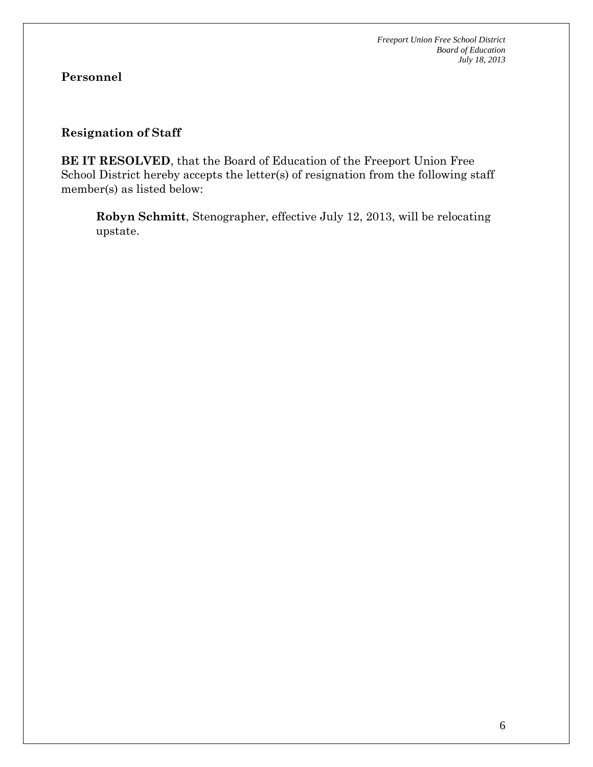## Personnel

### Resignation of Staff

**BE IT RESOLVED**, that the Board of Education of the Freeport Union Free School District hereby accepts the letter(s) of resignation from the following staff member(s) as listed below:

> **Robyn Schmitt**, Stenographer, effective July 12, 2013, will be relocating upstate.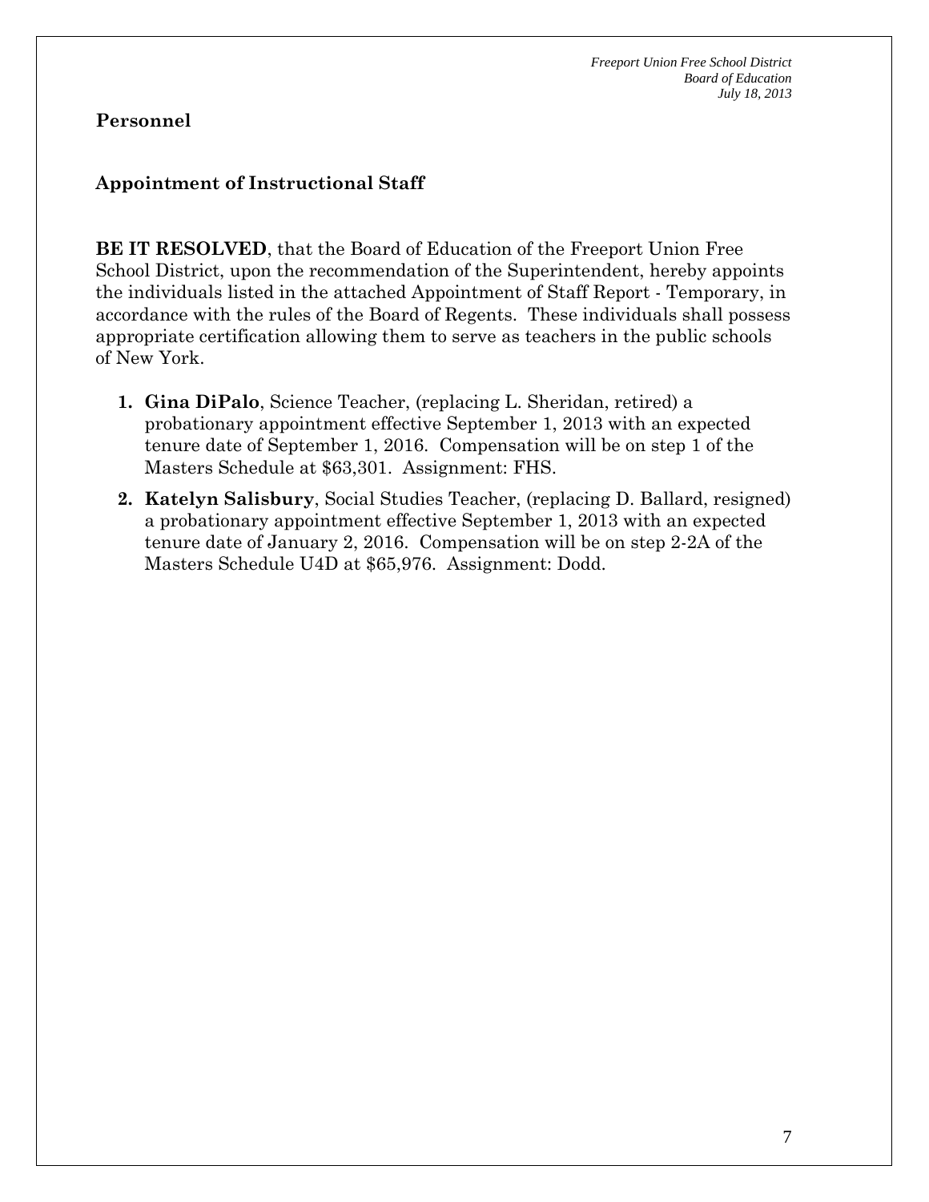## Personnel

### Appointment of Instructional Staff

**BE IT RESOLVED**, that the Board of Education of the Freeport Union Free School District, upon the recommendation of the Superintendent, hereby appoints the individuals listed in the attached Appointment of Staff Report - Temporary, in accordance with the rules of the Board of Regents. These individuals shall possess appropriate certification allowing them to serve as teachers in the public schools of New York.

1. **Gina DiPalo**, Science Teacher, (replacing L. Sheridan, retired) a probationary appointment effective September 1, 2013 with an expected tenure date of September 1, 2016. Compensation will be on step 1 of the Masters Schedule at $63,301. Assignment: FHS.
2. **Katelyn Salisbury**, Social Studies Teacher, (replacing D. Ballard, resigned) a probationary appointment effective September 1, 2013 with an expected tenure date of January 2, 2016. Compensation will be on step 2-2A of the Masters Schedule U4D at $65,976. Assignment: Dodd.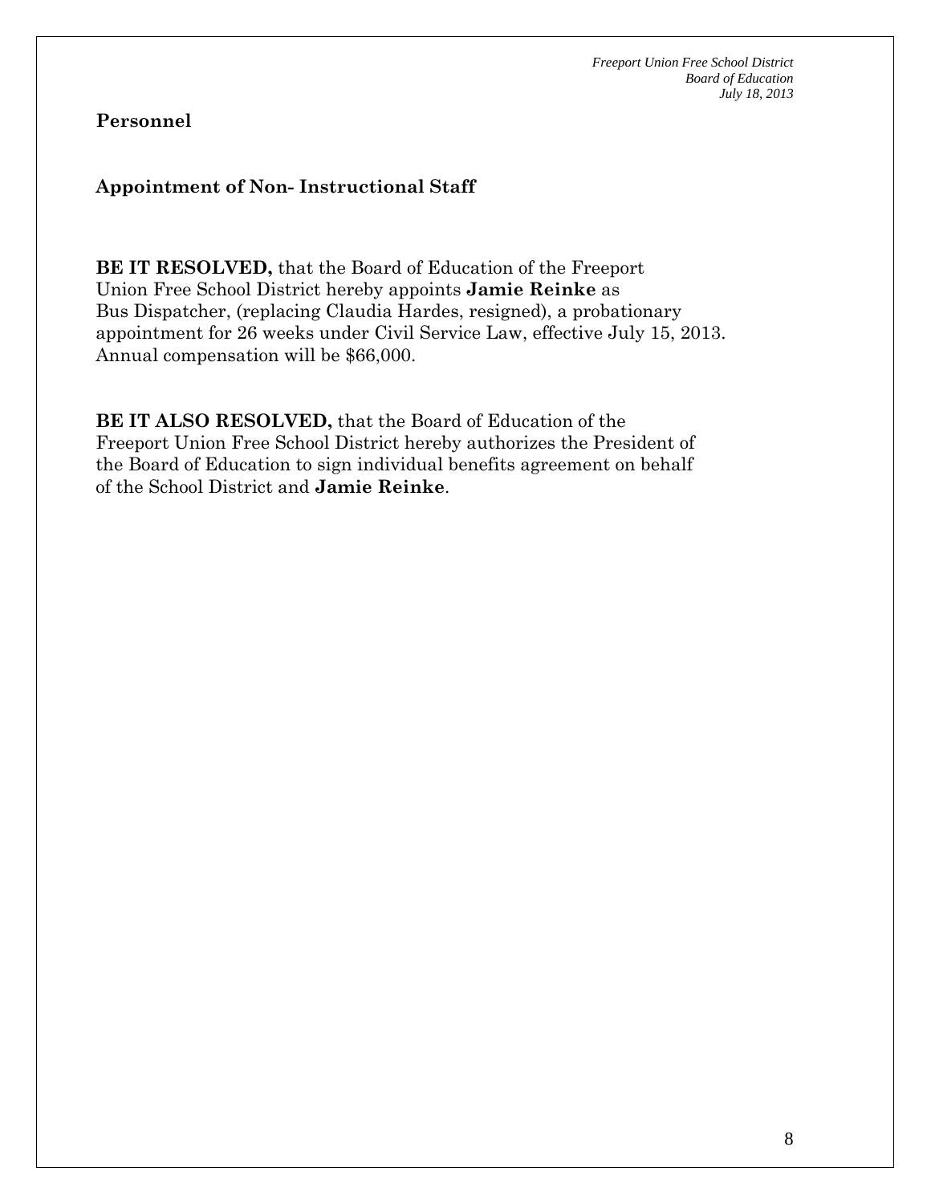**Personnel**

**Appointment of Non- Instructional Staff**

**BE IT RESOLVED,** that the Board of Education of the Freeport Union Free School District hereby appoints **Jamie Reinke** as Bus Dispatcher, (replacing Claudia Hardes, resigned), a probationary appointment for 26 weeks under Civil Service Law, effective July 15, 2013. Annual compensation will be $66,000.

**BE IT ALSO RESOLVED,** that the Board of Education of the Freeport Union Free School District hereby authorizes the President of the Board of Education to sign individual benefits agreement on behalf of the School District and **Jamie Reinke**.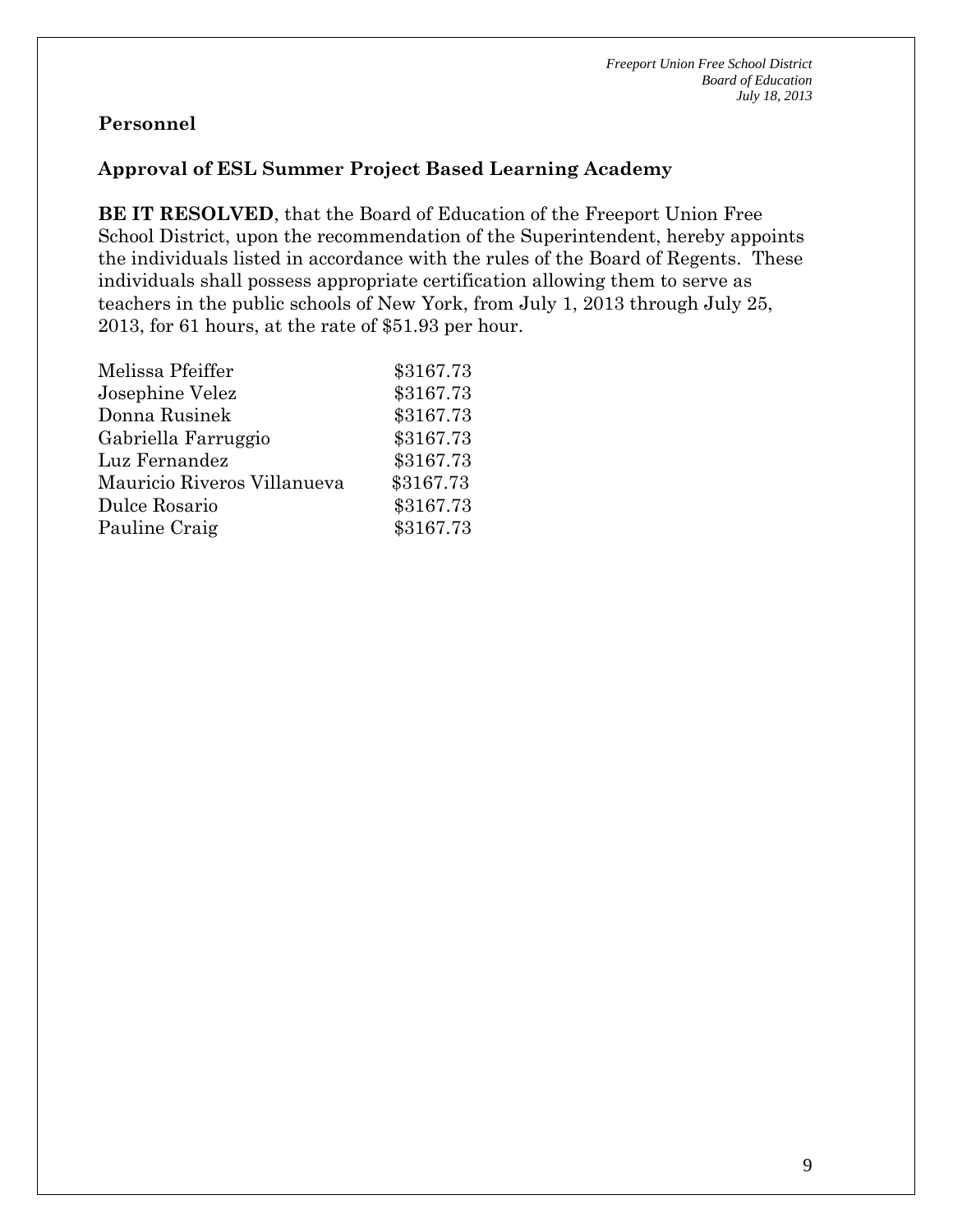## Personnel

### Approval of ESL Summer Project Based Learning Academy

**BE IT RESOLVED**, that the Board of Education of the Freeport Union Free School District, upon the recommendation of the Superintendent, hereby appoints the individuals listed in accordance with the rules of the Board of Regents. These individuals shall possess appropriate certification allowing them to serve as teachers in the public schools of New York, from July 1, 2013 through July 25, 2013, for 61 hours, at the rate of $51.93 per hour.

| | |
|---|---|
| Melissa Pfeiffer | $3167.73 |
| Josephine Velez | $3167.73 |
| Donna Rusinek | $3167.73 |
| Gabriella Farruggio | $3167.73 |
| Luz Fernandez | $3167.73 |
| Mauricio Riveros Villanueva | $3167.73 |
| Dulce Rosario | $3167.73 |
| Pauline Craig | $3167.73 |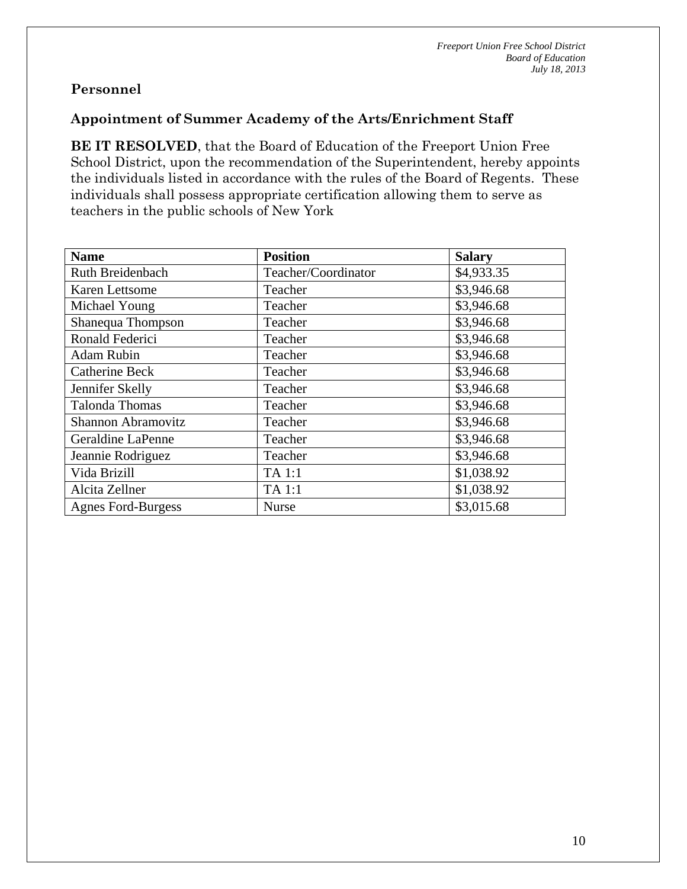## Personnel

### Appointment of Summer Academy of the Arts/Enrichment Staff

**BE IT RESOLVED**, that the Board of Education of the Freeport Union Free School District, upon the recommendation of the Superintendent, hereby appoints the individuals listed in accordance with the rules of the Board of Regents. These individuals shall possess appropriate certification allowing them to serve as teachers in the public schools of New York

| Name | Position | Salary |
|---|---|---|
| Ruth Breidenbach | Teacher/Coordinator | $4,933.35 |
| Karen Lettsome | Teacher | $3,946.68 |
| Michael Young | Teacher | $3,946.68 |
| Shanequa Thompson | Teacher | $3,946.68 |
| Ronald Federici | Teacher | $3,946.68 |
| Adam Rubin | Teacher | $3,946.68 |
| Catherine Beck | Teacher | $3,946.68 |
| Jennifer Skelly | Teacher | $3,946.68 |
| Talonda Thomas | Teacher | $3,946.68 |
| Shannon Abramovitz | Teacher | $3,946.68 |
| Geraldine LaPenne | Teacher | $3,946.68 |
| Jeannie Rodriguez | Teacher | $3,946.68 |
| Vida Brizill | TA 1:1 | $1,038.92 |
| Alcita Zellner | TA 1:1 | $1,038.92 |
| Agnes Ford-Burgess | Nurse | $3,015.68 |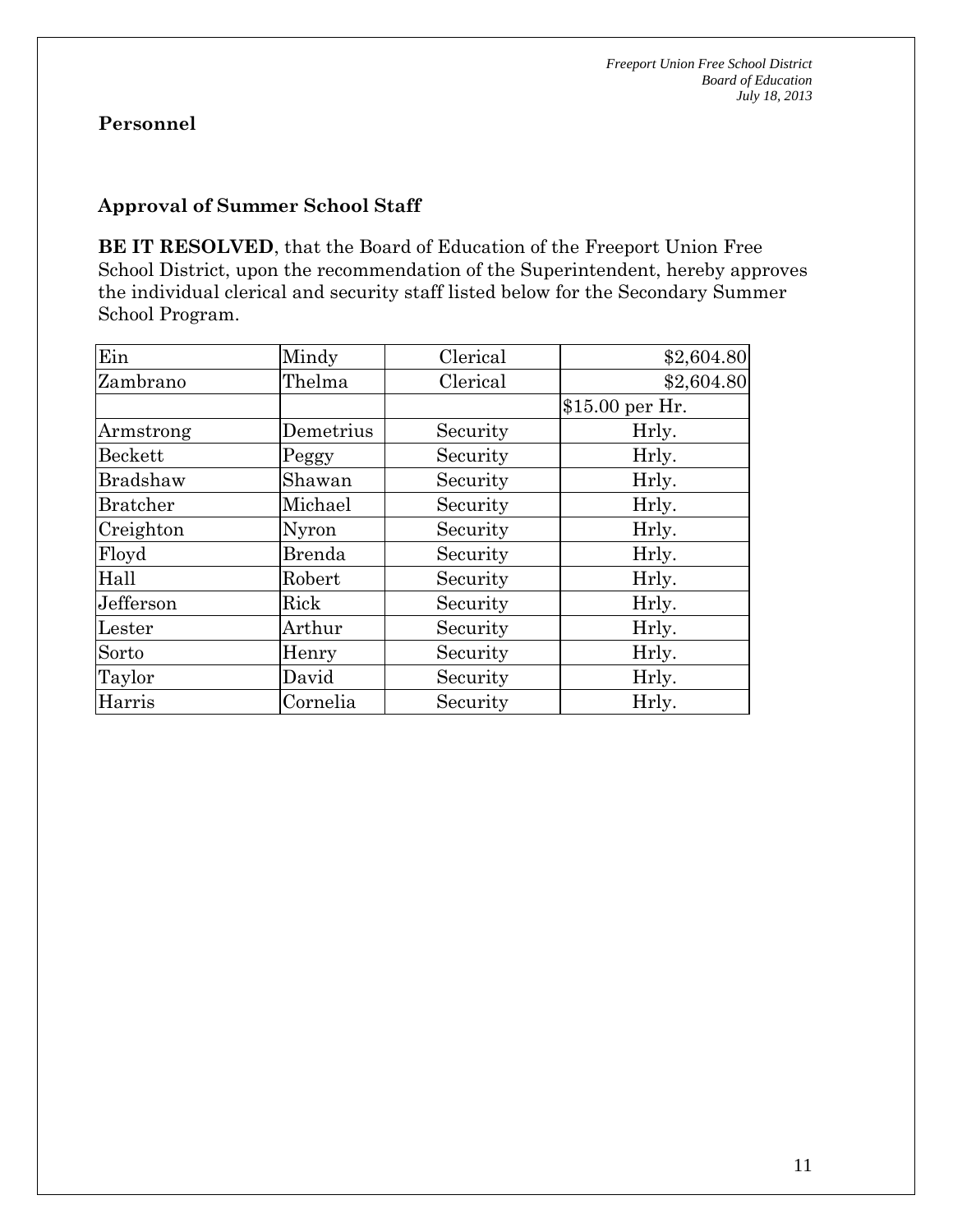**Personnel**

**Approval of Summer School Staff**

**BE IT RESOLVED**, that the Board of Education of the Freeport Union Free School District, upon the recommendation of the Superintendent, hereby approves the individual clerical and security staff listed below for the Secondary Summer School Program.

| | | | |
|---|---|---|---|
| Ein | Mindy | Clerical | $2,604.80 |
| Zambrano | Thelma | Clerical | $2,604.80 |
| | | | $15.00 per Hr. |
| Armstrong | Demetrius | Security | Hrly. |
| Beckett | Peggy | Security | Hrly. |
| Bradshaw | Shawan | Security | Hrly. |
| Bratcher | Michael | Security | Hrly. |
| Creighton | Nyron | Security | Hrly. |
| Floyd | Brenda | Security | Hrly. |
| Hall | Robert | Security | Hrly. |
| Jefferson | Rick | Security | Hrly. |
| Lester | Arthur | Security | Hrly. |
| Sorto | Henry | Security | Hrly. |
| Taylor | David | Security | Hrly. |
| Harris | Cornelia | Security | Hrly. |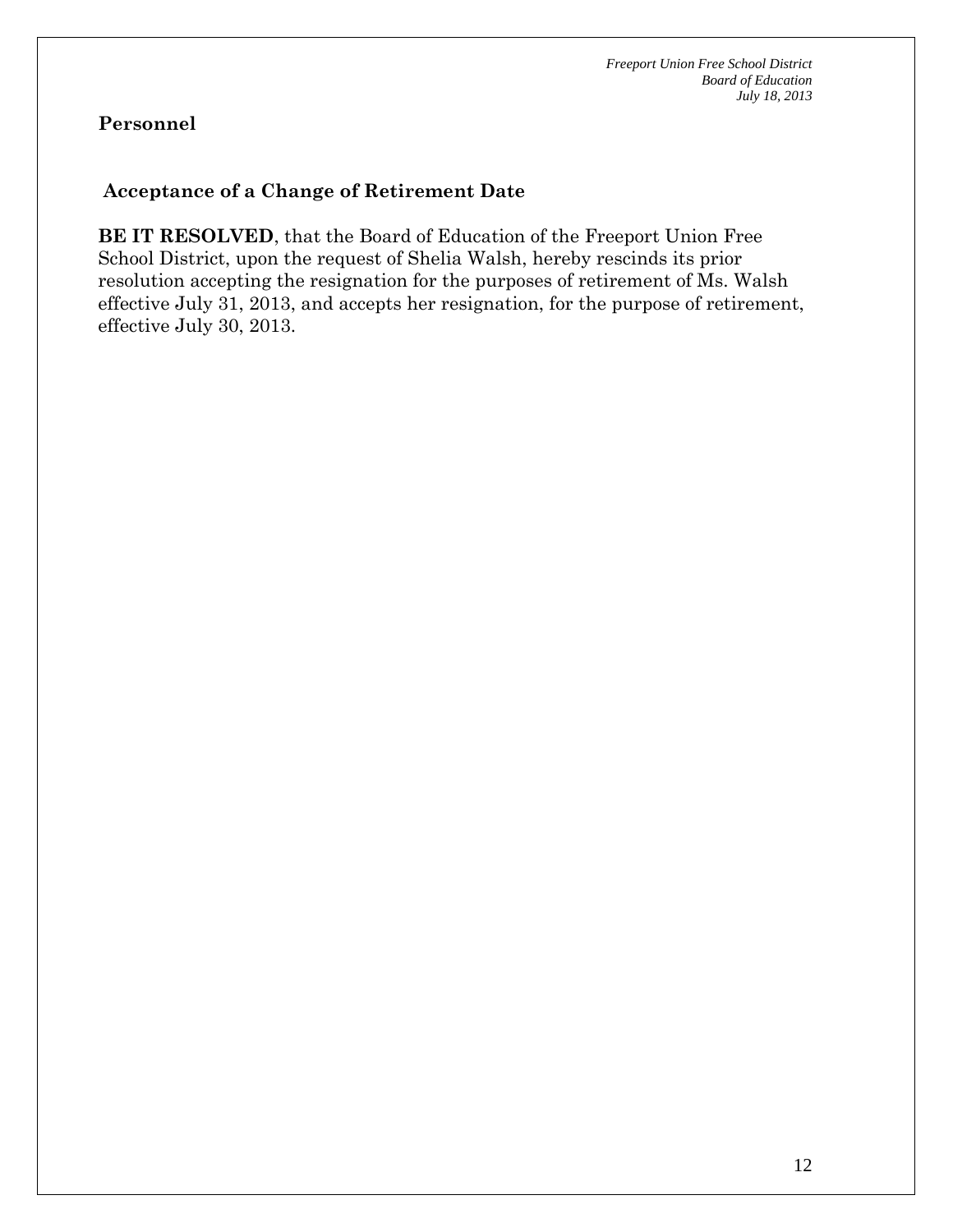## Personnel

### Acceptance of a Change of Retirement Date

**BE IT RESOLVED**, that the Board of Education of the Freeport Union Free School District, upon the request of Shelia Walsh, hereby rescinds its prior resolution accepting the resignation for the purposes of retirement of Ms. Walsh effective July 31, 2013, and accepts her resignation, for the purpose of retirement, effective July 30, 2013.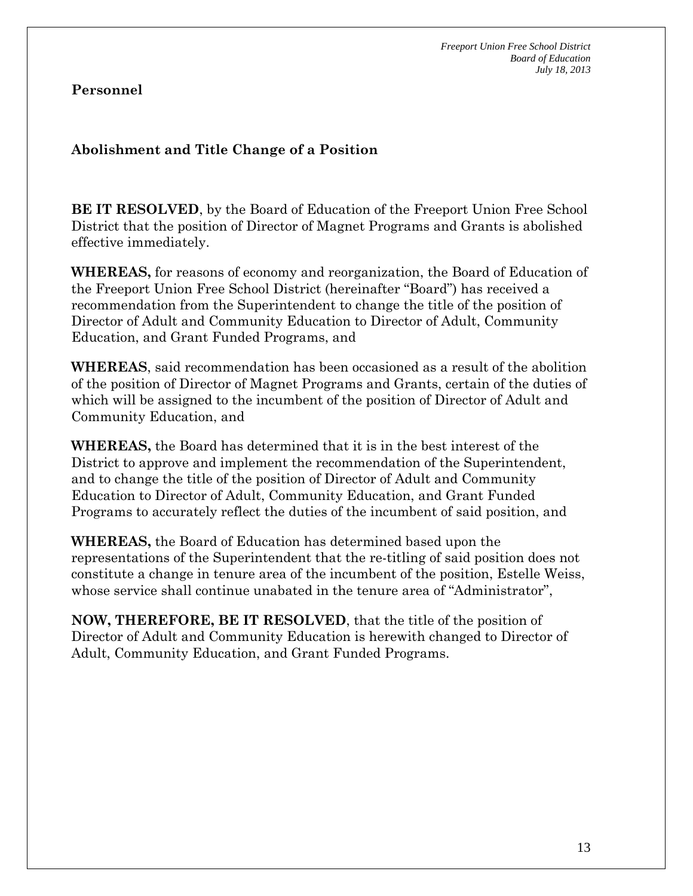## Personnel

### Abolishment and Title Change of a Position

**BE IT RESOLVED**, by the Board of Education of the Freeport Union Free School District that the position of Director of Magnet Programs and Grants is abolished effective immediately.

**WHEREAS,** for reasons of economy and reorganization, the Board of Education of the Freeport Union Free School District (hereinafter "Board") has received a recommendation from the Superintendent to change the title of the position of Director of Adult and Community Education to Director of Adult, Community Education, and Grant Funded Programs, and

**WHEREAS**, said recommendation has been occasioned as a result of the abolition of the position of Director of Magnet Programs and Grants, certain of the duties of which will be assigned to the incumbent of the position of Director of Adult and Community Education, and

**WHEREAS,** the Board has determined that it is in the best interest of the District to approve and implement the recommendation of the Superintendent, and to change the title of the position of Director of Adult and Community Education to Director of Adult, Community Education, and Grant Funded Programs to accurately reflect the duties of the incumbent of said position, and

**WHEREAS,** the Board of Education has determined based upon the representations of the Superintendent that the re-titling of said position does not constitute a change in tenure area of the incumbent of the position, Estelle Weiss, whose service shall continue unabated in the tenure area of "Administrator",

**NOW, THEREFORE, BE IT RESOLVED**, that the title of the position of Director of Adult and Community Education is herewith changed to Director of Adult, Community Education, and Grant Funded Programs.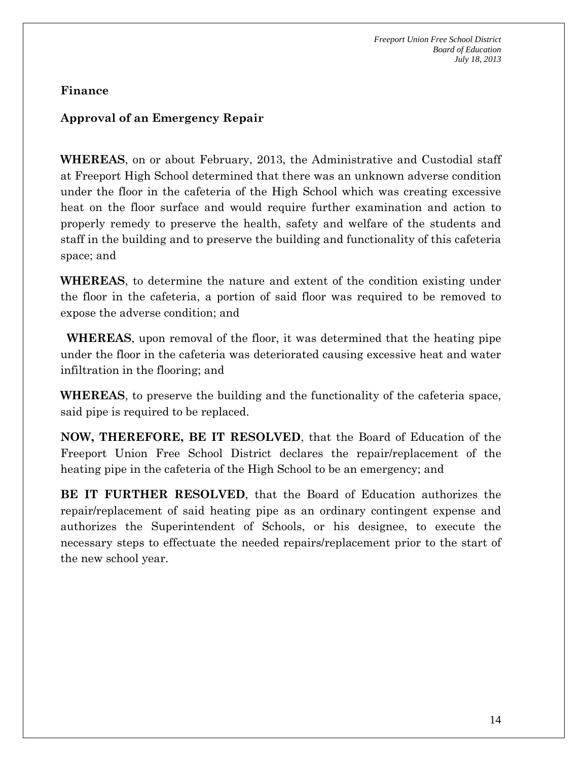**Finance**

**Approval of an Emergency Repair**

**WHEREAS**, on or about February, 2013, the Administrative and Custodial staff at Freeport High School determined that there was an unknown adverse condition under the floor in the cafeteria of the High School which was creating excessive heat on the floor surface and would require further examination and action to properly remedy to preserve the health, safety and welfare of the students and staff in the building and to preserve the building and functionality of this cafeteria space; and

**WHEREAS**, to determine the nature and extent of the condition existing under the floor in the cafeteria, a portion of said floor was required to be removed to expose the adverse condition; and

**WHEREAS**, upon removal of the floor, it was determined that the heating pipe under the floor in the cafeteria was deteriorated causing excessive heat and water infiltration in the flooring; and

**WHEREAS**, to preserve the building and the functionality of the cafeteria space, said pipe is required to be replaced.

**NOW, THEREFORE, BE IT RESOLVED**, that the Board of Education of the Freeport Union Free School District declares the repair/replacement of the heating pipe in the cafeteria of the High School to be an emergency; and

**BE IT FURTHER RESOLVED**, that the Board of Education authorizes the repair/replacement of said heating pipe as an ordinary contingent expense and authorizes the Superintendent of Schools, or his designee, to execute the necessary steps to effectuate the needed repairs/replacement prior to the start of the new school year.